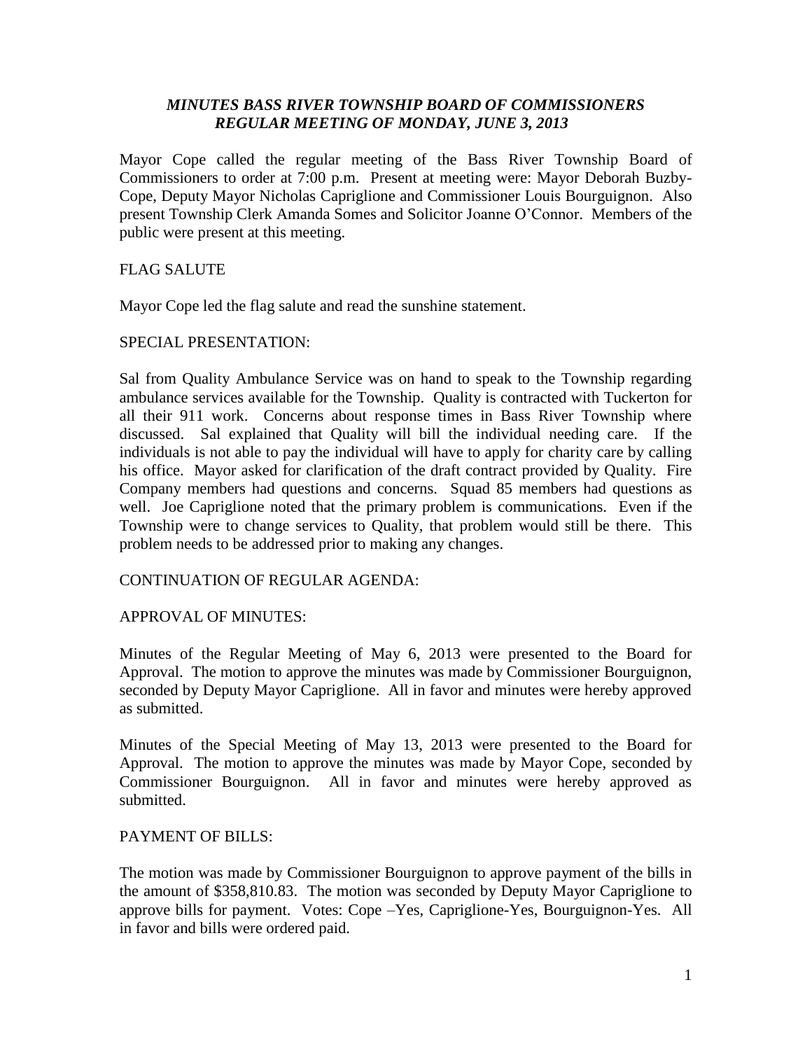## *MINUTES BASS RIVER TOWNSHIP BOARD OF COMMISSIONERS REGULAR MEETING OF MONDAY, JUNE 3, 2013*

Mayor Cope called the regular meeting of the Bass River Township Board of Commissioners to order at 7:00 p.m. Present at meeting were: Mayor Deborah Buzby-Cope, Deputy Mayor Nicholas Capriglione and Commissioner Louis Bourguignon. Also present Township Clerk Amanda Somes and Solicitor Joanne O'Connor. Members of the public were present at this meeting.

FLAG SALUTE

Mayor Cope led the flag salute and read the sunshine statement.

SPECIAL PRESENTATION:

Sal from Quality Ambulance Service was on hand to speak to the Township regarding ambulance services available for the Township. Quality is contracted with Tuckerton for all their 911 work. Concerns about response times in Bass River Township where discussed. Sal explained that Quality will bill the individual needing care. If the individuals is not able to pay the individual will have to apply for charity care by calling his office. Mayor asked for clarification of the draft contract provided by Quality. Fire Company members had questions and concerns. Squad 85 members had questions as well. Joe Capriglione noted that the primary problem is communications. Even if the Township were to change services to Quality, that problem would still be there. This problem needs to be addressed prior to making any changes.

CONTINUATION OF REGULAR AGENDA:

APPROVAL OF MINUTES:

Minutes of the Regular Meeting of May 6, 2013 were presented to the Board for Approval. The motion to approve the minutes was made by Commissioner Bourguignon, seconded by Deputy Mayor Capriglione. All in favor and minutes were hereby approved as submitted.

Minutes of the Special Meeting of May 13, 2013 were presented to the Board for Approval. The motion to approve the minutes was made by Mayor Cope, seconded by Commissioner Bourguignon. All in favor and minutes were hereby approved as submitted.

PAYMENT OF BILLS:

The motion was made by Commissioner Bourguignon to approve payment of the bills in the amount of $358,810.83. The motion was seconded by Deputy Mayor Capriglione to approve bills for payment. Votes: Cope –Yes, Capriglione-Yes, Bourguignon-Yes. All in favor and bills were ordered paid.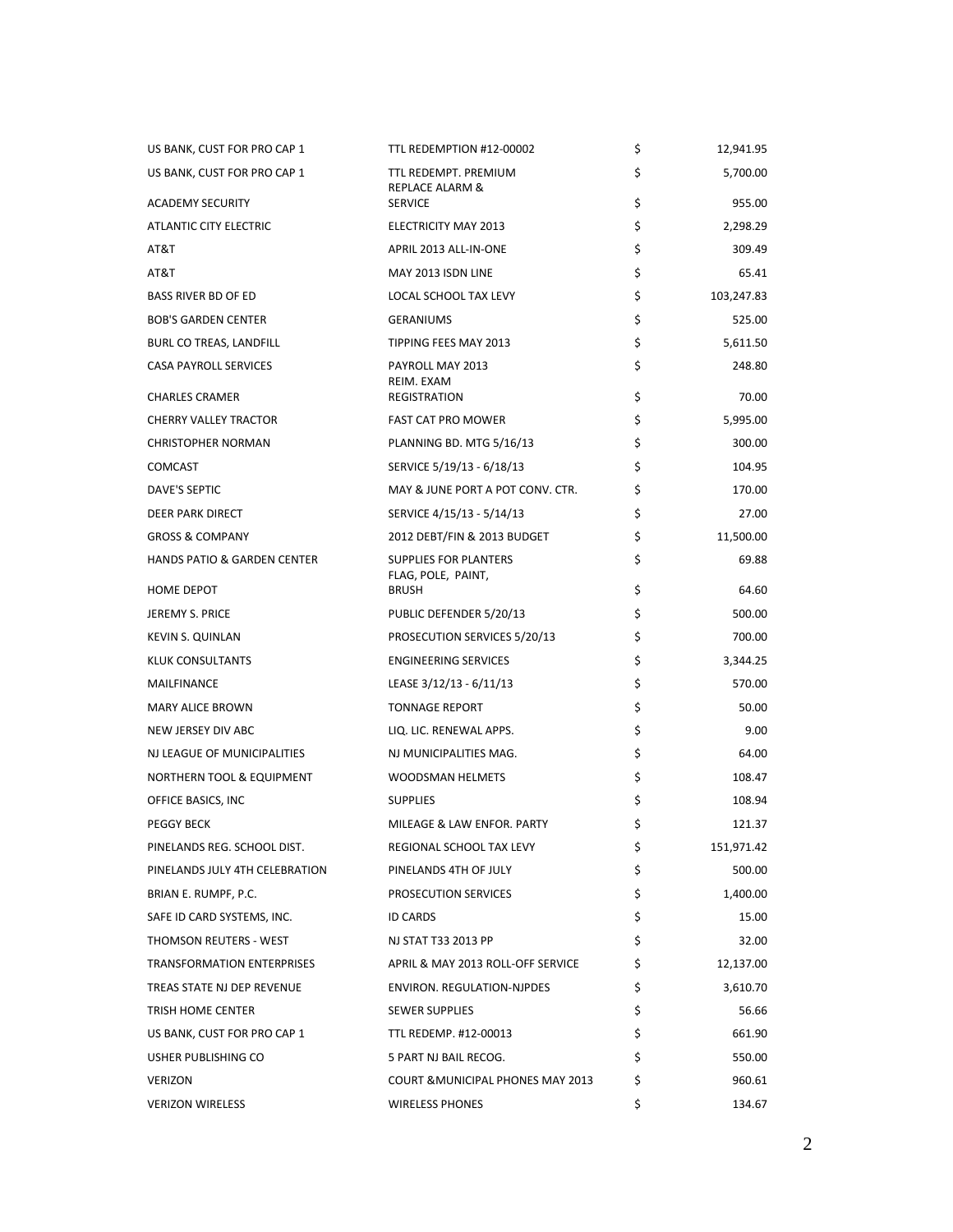| | | | |
|---|---|---|---|
| US BANK, CUST FOR PRO CAP 1 | TTL REDEMPTION #12-00002 | $ | 12,941.95 |
| US BANK, CUST FOR PRO CAP 1 | TTL REDEMPT. PREMIUM | $ | 5,700.00 |
| ACADEMY SECURITY | REPLACE ALARM & SERVICE | $ | 955.00 |
| ATLANTIC CITY ELECTRIC | ELECTRICITY MAY 2013 | $ | 2,298.29 |
| AT&T | APRIL 2013 ALL-IN-ONE | $ | 309.49 |
| AT&T | MAY 2013 ISDN LINE | $ | 65.41 |
| BASS RIVER BD OF ED | LOCAL SCHOOL TAX LEVY | $ | 103,247.83 |
| BOB'S GARDEN CENTER | GERANIUMS | $ | 525.00 |
| BURL CO TREAS, LANDFILL | TIPPING FEES MAY 2013 | $ | 5,611.50 |
| CASA PAYROLL SERVICES | PAYROLL MAY 2013 | $ | 248.80 |
| CHARLES CRAMER | REIM. EXAM REGISTRATION | $ | 70.00 |
| CHERRY VALLEY TRACTOR | FAST CAT PRO MOWER | $ | 5,995.00 |
| CHRISTOPHER NORMAN | PLANNING BD. MTG 5/16/13 | $ | 300.00 |
| COMCAST | SERVICE 5/19/13 - 6/18/13 | $ | 104.95 |
| DAVE'S SEPTIC | MAY & JUNE PORT A POT CONV. CTR. | $ | 170.00 |
| DEER PARK DIRECT | SERVICE 4/15/13 - 5/14/13 | $ | 27.00 |
| GROSS & COMPANY | 2012 DEBT/FIN & 2013 BUDGET | $ | 11,500.00 |
| HANDS PATIO & GARDEN CENTER | SUPPLIES FOR PLANTERS | $ | 69.88 |
| HOME DEPOT | FLAG, POLE, PAINT, BRUSH | $ | 64.60 |
| JEREMY S. PRICE | PUBLIC DEFENDER 5/20/13 | $ | 500.00 |
| KEVIN S. QUINLAN | PROSECUTION SERVICES 5/20/13 | $ | 700.00 |
| KLUK CONSULTANTS | ENGINEERING SERVICES | $ | 3,344.25 |
| MAILFINANCE | LEASE 3/12/13 - 6/11/13 | $ | 570.00 |
| MARY ALICE BROWN | TONNAGE REPORT | $ | 50.00 |
| NEW JERSEY DIV ABC | LIQ. LIC. RENEWAL APPS. | $ | 9.00 |
| NJ LEAGUE OF MUNICIPALITIES | NJ MUNICIPALITIES MAG. | $ | 64.00 |
| NORTHERN TOOL & EQUIPMENT | WOODSMAN HELMETS | $ | 108.47 |
| OFFICE BASICS, INC | SUPPLIES | $ | 108.94 |
| PEGGY BECK | MILEAGE & LAW ENFOR. PARTY | $ | 121.37 |
| PINELANDS REG. SCHOOL DIST. | REGIONAL SCHOOL TAX LEVY | $ | 151,971.42 |
| PINELANDS JULY 4TH CELEBRATION | PINELANDS 4TH OF JULY | $ | 500.00 |
| BRIAN E. RUMPF, P.C. | PROSECUTION SERVICES | $ | 1,400.00 |
| SAFE ID CARD SYSTEMS, INC. | ID CARDS | $ | 15.00 |
| THOMSON REUTERS - WEST | NJ STAT T33 2013 PP | $ | 32.00 |
| TRANSFORMATION ENTERPRISES | APRIL & MAY 2013 ROLL-OFF SERVICE | $ | 12,137.00 |
| TREAS STATE NJ DEP REVENUE | ENVIRON. REGULATION-NJPDES | $ | 3,610.70 |
| TRISH HOME CENTER | SEWER SUPPLIES | $ | 56.66 |
| US BANK, CUST FOR PRO CAP 1 | TTL REDEMP. #12-00013 | $ | 661.90 |
| USHER PUBLISHING CO | 5 PART NJ BAIL RECOG. | $ | 550.00 |
| VERIZON | COURT &MUNICIPAL PHONES MAY 2013 | $ | 960.61 |
| VERIZON WIRELESS | WIRELESS PHONES | $ | 134.67 |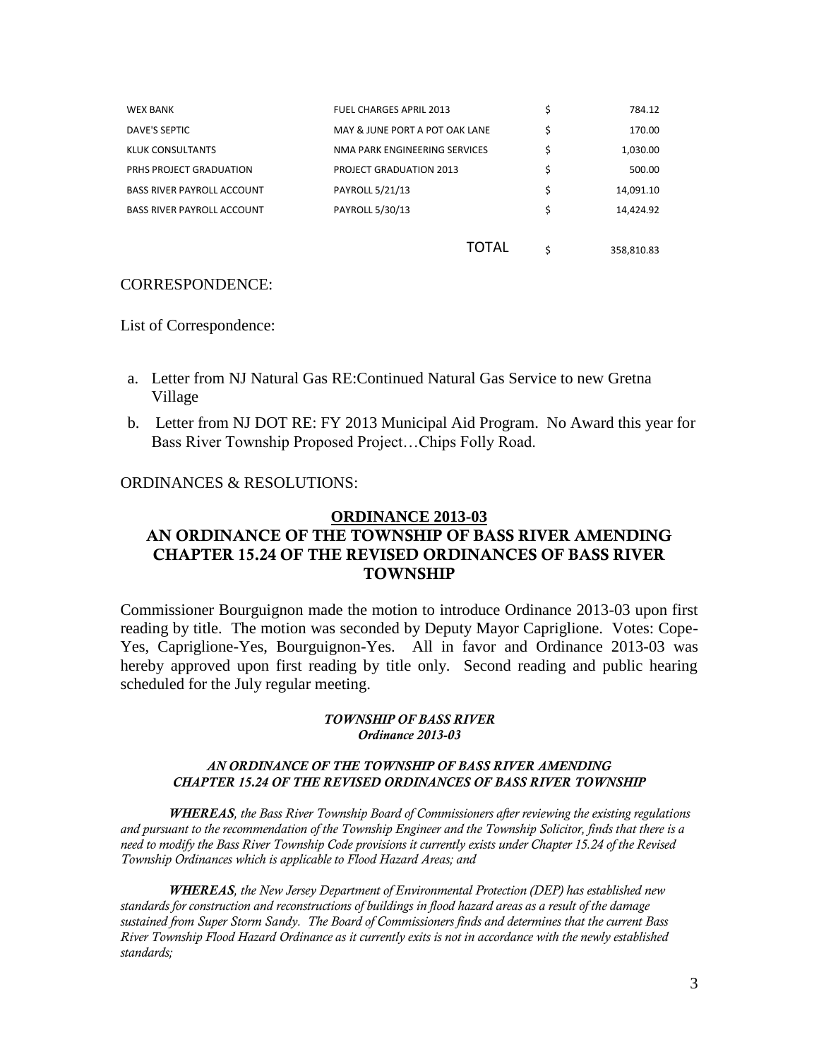| | | | |
|---|---|---|---|
| WEX BANK | FUEL CHARGES APRIL 2013 | $ | 784.12 |
| DAVE'S SEPTIC | MAY & JUNE PORT A POT OAK LANE | $ | 170.00 |
| KLUK CONSULTANTS | NMA PARK ENGINEERING SERVICES | $ | 1,030.00 |
| PRHS PROJECT GRADUATION | PROJECT GRADUATION 2013 | $ | 500.00 |
| BASS RIVER PAYROLL ACCOUNT | PAYROLL 5/21/13 | $ | 14,091.10 |
| BASS RIVER PAYROLL ACCOUNT | PAYROLL 5/30/13 | $ | 14,424.92 |
| | TOTAL | $ | 358,810.83 |

CORRESPONDENCE:

List of Correspondence:

a. Letter from NJ Natural Gas RE:Continued Natural Gas Service to new Gretna Village

b. Letter from NJ DOT RE: FY 2013 Municipal Aid Program. No Award this year for Bass River Township Proposed Project…Chips Folly Road.

ORDINANCES & RESOLUTIONS:

## ORDINANCE 2013-03

## AN ORDINANCE OF THE TOWNSHIP OF BASS RIVER AMENDING CHAPTER 15.24 OF THE REVISED ORDINANCES OF BASS RIVER TOWNSHIP

Commissioner Bourguignon made the motion to introduce Ordinance 2013-03 upon first reading by title. The motion was seconded by Deputy Mayor Capriglione. Votes: Cope-Yes, Capriglione-Yes, Bourguignon-Yes. All in favor and Ordinance 2013-03 was hereby approved upon first reading by title only. Second reading and public hearing scheduled for the July regular meeting.

***TOWNSHIP OF BASS RIVER***
***Ordinance 2013-03***

***AN ORDINANCE OF THE TOWNSHIP OF BASS RIVER AMENDING CHAPTER 15.24 OF THE REVISED ORDINANCES OF BASS RIVER TOWNSHIP***

***WHEREAS****, the Bass River Township Board of Commissioners after reviewing the existing regulations and pursuant to the recommendation of the Township Engineer and the Township Solicitor, finds that there is a need to modify the Bass River Township Code provisions it currently exists under Chapter 15.24 of the Revised Township Ordinances which is applicable to Flood Hazard Areas; and*

***WHEREAS****, the New Jersey Department of Environmental Protection (DEP) has established new standards for construction and reconstructions of buildings in flood hazard areas as a result of the damage sustained from Super Storm Sandy. The Board of Commissioners finds and determines that the current Bass River Township Flood Hazard Ordinance as it currently exits is not in accordance with the newly established standards;*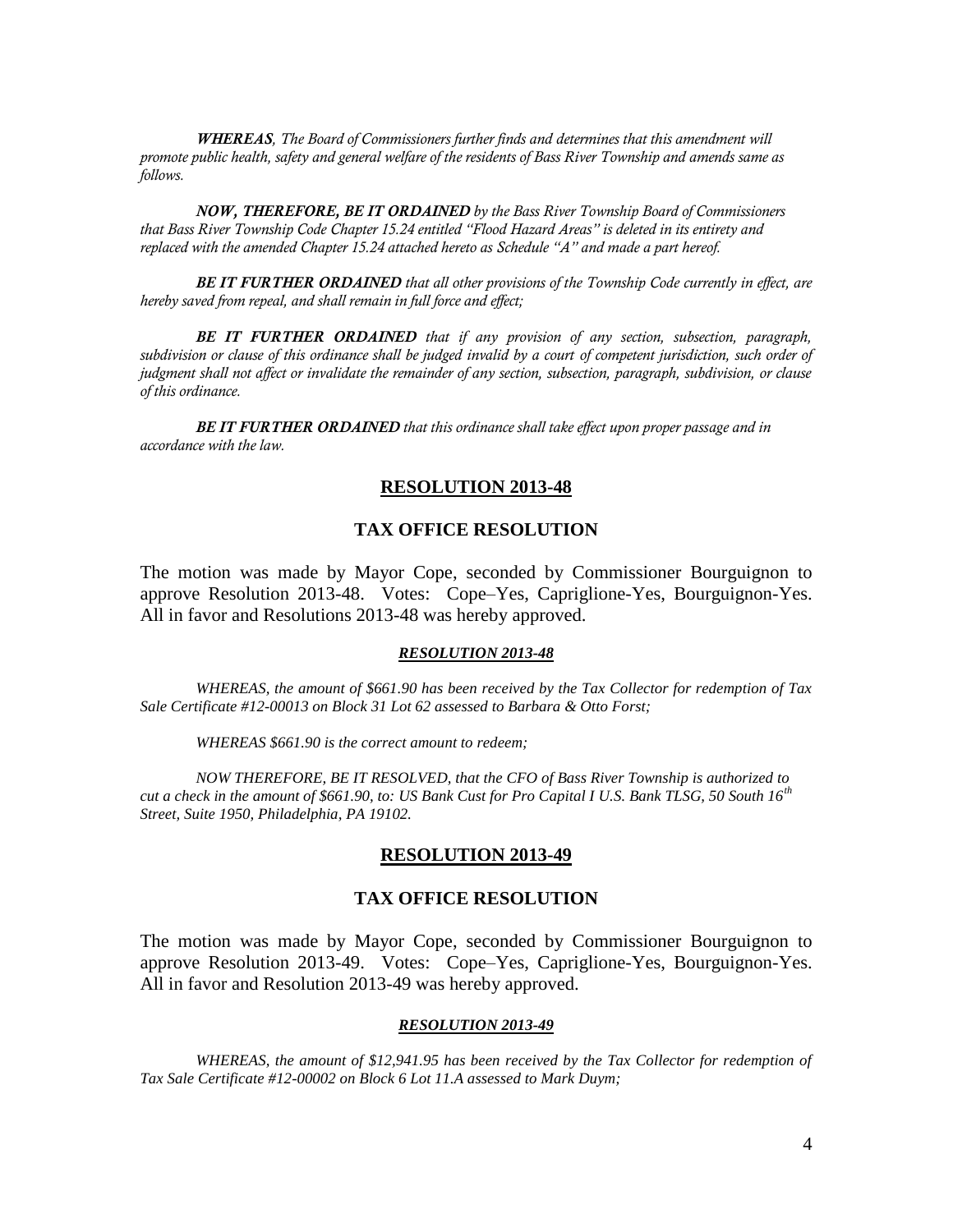***WHEREAS**, The Board of Commissioners further finds and determines that this amendment will promote public health, safety and general welfare of the residents of Bass River Township and amends same as follows.*

***NOW, THEREFORE, BE IT ORDAINED** by the Bass River Township Board of Commissioners that Bass River Township Code Chapter 15.24 entitled "Flood Hazard Areas" is deleted in its entirety and replaced with the amended Chapter 15.24 attached hereto as Schedule "A" and made a part hereof.*

***BE IT FURTHER ORDAINED** that all other provisions of the Township Code currently in effect, are hereby saved from repeal, and shall remain in full force and effect;*

***BE IT FURTHER ORDAINED** that if any provision of any section, subsection, paragraph, subdivision or clause of this ordinance shall be judged invalid by a court of competent jurisdiction, such order of judgment shall not affect or invalidate the remainder of any section, subsection, paragraph, subdivision, or clause of this ordinance.*

***BE IT FURTHER ORDAINED** that this ordinance shall take effect upon proper passage and in accordance with the law.*

## RESOLUTION 2013-48

## TAX OFFICE RESOLUTION

The motion was made by Mayor Cope, seconded by Commissioner Bourguignon to approve Resolution 2013-48. Votes: Cope–Yes, Capriglione-Yes, Bourguignon-Yes. All in favor and Resolutions 2013-48 was hereby approved.

***RESOLUTION 2013-48***

*WHEREAS, the amount of $661.90 has been received by the Tax Collector for redemption of Tax Sale Certificate #12-00013 on Block 31 Lot 62 assessed to Barbara & Otto Forst;*

*WHEREAS $661.90 is the correct amount to redeem;*

*NOW THEREFORE, BE IT RESOLVED, that the CFO of Bass River Township is authorized to cut a check in the amount of $661.90, to: US Bank Cust for Pro Capital I U.S. Bank TLSG, 50 South 16th Street, Suite 1950, Philadelphia, PA 19102.*

## RESOLUTION 2013-49

## TAX OFFICE RESOLUTION

The motion was made by Mayor Cope, seconded by Commissioner Bourguignon to approve Resolution 2013-49. Votes: Cope–Yes, Capriglione-Yes, Bourguignon-Yes. All in favor and Resolution 2013-49 was hereby approved.

***RESOLUTION 2013-49***

*WHEREAS, the amount of $12,941.95 has been received by the Tax Collector for redemption of Tax Sale Certificate #12-00002 on Block 6 Lot 11.A assessed to Mark Duym;*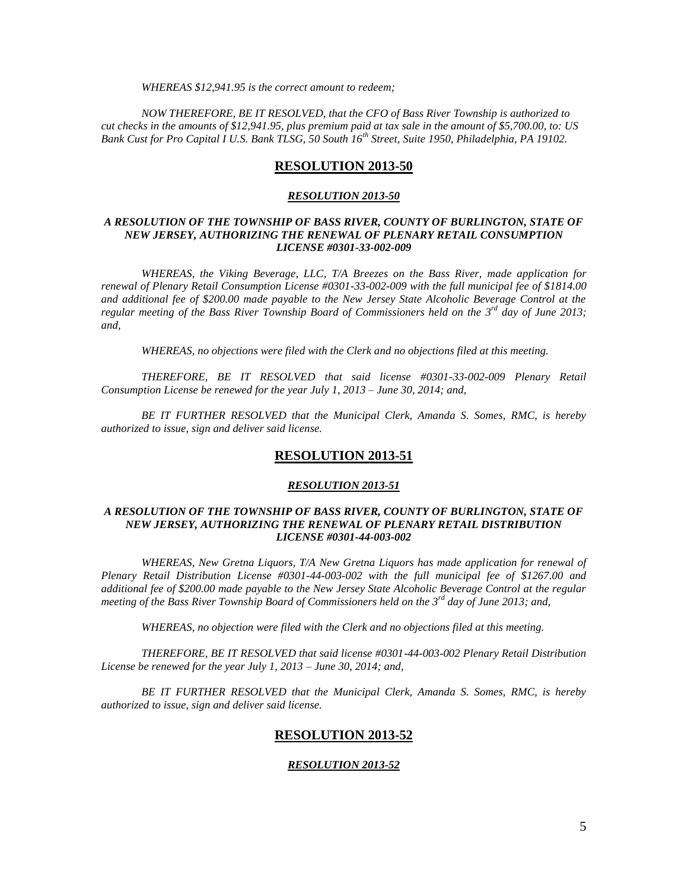*WHEREAS $12,941.95 is the correct amount to redeem;*

*NOW THEREFORE, BE IT RESOLVED, that the CFO of Bass River Township is authorized to cut checks in the amounts of $12,941.95, plus premium paid at tax sale in the amount of $5,700.00, to: US Bank Cust for Pro Capital I U.S. Bank TLSG, 50 South 16th Street, Suite 1950, Philadelphia, PA 19102.*

## RESOLUTION 2013-50

***RESOLUTION 2013-50***

***A RESOLUTION OF THE TOWNSHIP OF BASS RIVER, COUNTY OF BURLINGTON, STATE OF NEW JERSEY, AUTHORIZING THE RENEWAL OF PLENARY RETAIL CONSUMPTION LICENSE #0301-33-002-009***

*WHEREAS, the Viking Beverage, LLC, T/A Breezes on the Bass River, made application for renewal of Plenary Retail Consumption License #0301-33-002-009 with the full municipal fee of $1814.00 and additional fee of $200.00 made payable to the New Jersey State Alcoholic Beverage Control at the regular meeting of the Bass River Township Board of Commissioners held on the 3rd day of June 2013; and,*

*WHEREAS, no objections were filed with the Clerk and no objections filed at this meeting.*

*THEREFORE, BE IT RESOLVED that said license #0301-33-002-009 Plenary Retail Consumption License be renewed for the year July 1, 2013 – June 30, 2014; and,*

*BE IT FURTHER RESOLVED that the Municipal Clerk, Amanda S. Somes, RMC, is hereby authorized to issue, sign and deliver said license.*

## RESOLUTION 2013-51

***RESOLUTION 2013-51***

***A RESOLUTION OF THE TOWNSHIP OF BASS RIVER, COUNTY OF BURLINGTON, STATE OF NEW JERSEY, AUTHORIZING THE RENEWAL OF PLENARY RETAIL DISTRIBUTION LICENSE #0301-44-003-002***

*WHEREAS, New Gretna Liquors, T/A New Gretna Liquors has made application for renewal of Plenary Retail Distribution License #0301-44-003-002 with the full municipal fee of $1267.00 and additional fee of $200.00 made payable to the New Jersey State Alcoholic Beverage Control at the regular meeting of the Bass River Township Board of Commissioners held on the 3rd day of June 2013; and,*

*WHEREAS, no objection were filed with the Clerk and no objections filed at this meeting.*

*THEREFORE, BE IT RESOLVED that said license #0301-44-003-002 Plenary Retail Distribution License be renewed for the year July 1, 2013 – June 30, 2014; and,*

*BE IT FURTHER RESOLVED that the Municipal Clerk, Amanda S. Somes, RMC, is hereby authorized to issue, sign and deliver said license.*

## RESOLUTION 2013-52

***RESOLUTION 2013-52***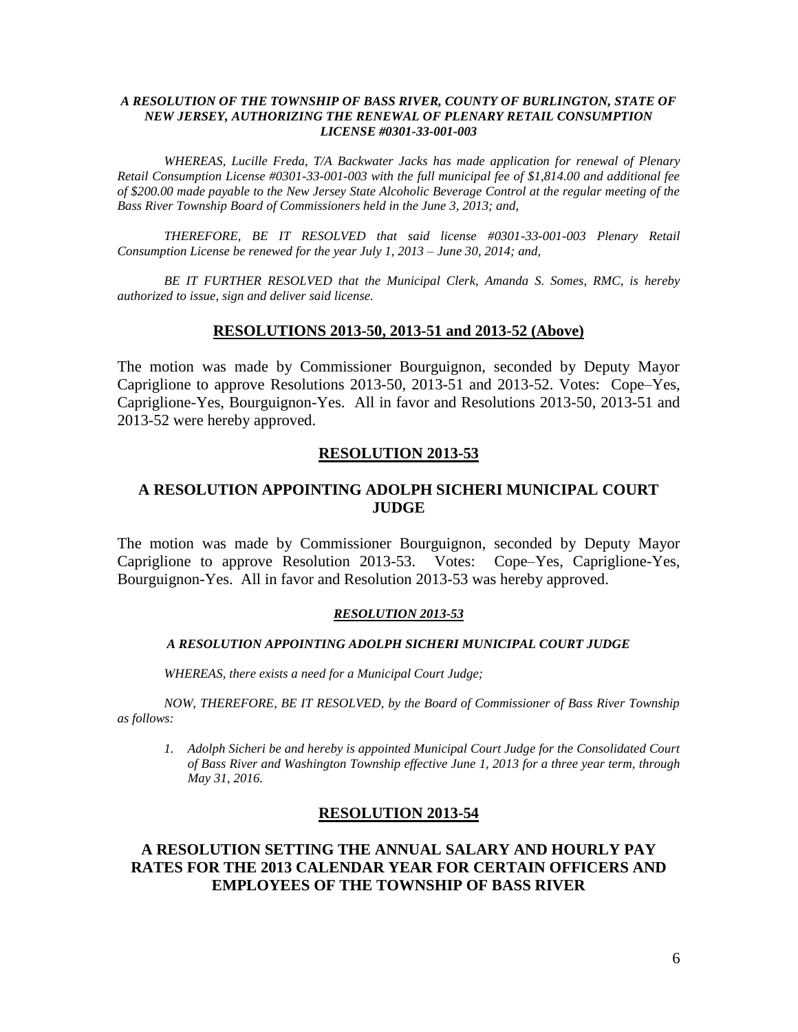***A RESOLUTION OF THE TOWNSHIP OF BASS RIVER, COUNTY OF BURLINGTON, STATE OF NEW JERSEY, AUTHORIZING THE RENEWAL OF PLENARY RETAIL CONSUMPTION LICENSE #0301-33-001-003***

*WHEREAS, Lucille Freda, T/A Backwater Jacks has made application for renewal of Plenary Retail Consumption License #0301-33-001-003 with the full municipal fee of $1,814.00 and additional fee of $200.00 made payable to the New Jersey State Alcoholic Beverage Control at the regular meeting of the Bass River Township Board of Commissioners held in the June 3, 2013; and,*

*THEREFORE, BE IT RESOLVED that said license #0301-33-001-003 Plenary Retail Consumption License be renewed for the year July 1, 2013 – June 30, 2014; and,*

*BE IT FURTHER RESOLVED that the Municipal Clerk, Amanda S. Somes, RMC, is hereby authorized to issue, sign and deliver said license.*

## RESOLUTIONS 2013-50, 2013-51 and 2013-52 (Above)

The motion was made by Commissioner Bourguignon, seconded by Deputy Mayor Capriglione to approve Resolutions 2013-50, 2013-51 and 2013-52. Votes: Cope–Yes, Capriglione-Yes, Bourguignon-Yes. All in favor and Resolutions 2013-50, 2013-51 and 2013-52 were hereby approved.

## RESOLUTION 2013-53

## A RESOLUTION APPOINTING ADOLPH SICHERI MUNICIPAL COURT JUDGE

The motion was made by Commissioner Bourguignon, seconded by Deputy Mayor Capriglione to approve Resolution 2013-53. Votes: Cope–Yes, Capriglione-Yes, Bourguignon-Yes. All in favor and Resolution 2013-53 was hereby approved.

***RESOLUTION 2013-53***

***A RESOLUTION APPOINTING ADOLPH SICHERI MUNICIPAL COURT JUDGE***

*WHEREAS, there exists a need for a Municipal Court Judge;*

*NOW, THEREFORE, BE IT RESOLVED, by the Board of Commissioner of Bass River Township as follows:*

1. *Adolph Sicheri be and hereby is appointed Municipal Court Judge for the Consolidated Court of Bass River and Washington Township effective June 1, 2013 for a three year term, through May 31, 2016.*

## RESOLUTION 2013-54

## A RESOLUTION SETTING THE ANNUAL SALARY AND HOURLY PAY RATES FOR THE 2013 CALENDAR YEAR FOR CERTAIN OFFICERS AND EMPLOYEES OF THE TOWNSHIP OF BASS RIVER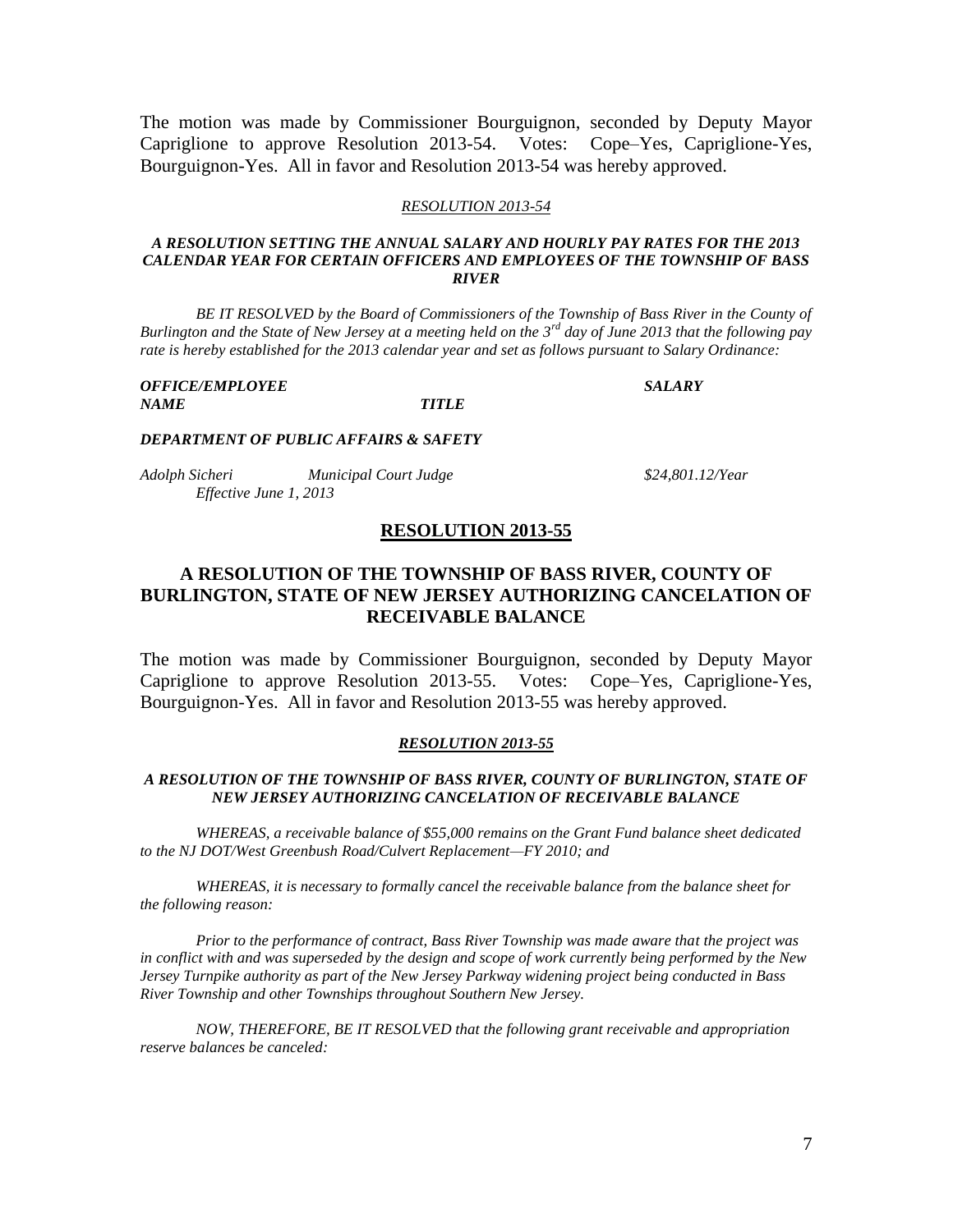The motion was made by Commissioner Bourguignon, seconded by Deputy Mayor Capriglione to approve Resolution 2013-54. Votes: Cope–Yes, Capriglione-Yes, Bourguignon-Yes. All in favor and Resolution 2013-54 was hereby approved.

*RESOLUTION 2013-54*

***A RESOLUTION SETTING THE ANNUAL SALARY AND HOURLY PAY RATES FOR THE 2013 CALENDAR YEAR FOR CERTAIN OFFICERS AND EMPLOYEES OF THE TOWNSHIP OF BASS RIVER***

*BE IT RESOLVED by the Board of Commissioners of the Township of Bass River in the County of Burlington and the State of New Jersey at a meeting held on the 3rd day of June 2013 that the following pay rate is hereby established for the 2013 calendar year and set as follows pursuant to Salary Ordinance:*

| ***OFFICE/EMPLOYEE NAME*** | ***TITLE*** | ***SALARY*** |
|---|---|---|
| ***DEPARTMENT OF PUBLIC AFFAIRS & SAFETY*** | | |
| *Adolph Sicheri* *Effective June 1, 2013* | *Municipal Court Judge* | *$24,801.12/Year* |

## RESOLUTION 2013-55

## A RESOLUTION OF THE TOWNSHIP OF BASS RIVER, COUNTY OF BURLINGTON, STATE OF NEW JERSEY AUTHORIZING CANCELATION OF RECEIVABLE BALANCE

The motion was made by Commissioner Bourguignon, seconded by Deputy Mayor Capriglione to approve Resolution 2013-55. Votes: Cope–Yes, Capriglione-Yes, Bourguignon-Yes. All in favor and Resolution 2013-55 was hereby approved.

***RESOLUTION 2013-55***

***A RESOLUTION OF THE TOWNSHIP OF BASS RIVER, COUNTY OF BURLINGTON, STATE OF NEW JERSEY AUTHORIZING CANCELATION OF RECEIVABLE BALANCE***

*WHEREAS, a receivable balance of $55,000 remains on the Grant Fund balance sheet dedicated to the NJ DOT/West Greenbush Road/Culvert Replacement—FY 2010; and*

*WHEREAS, it is necessary to formally cancel the receivable balance from the balance sheet for the following reason:*

*Prior to the performance of contract, Bass River Township was made aware that the project was in conflict with and was superseded by the design and scope of work currently being performed by the New Jersey Turnpike authority as part of the New Jersey Parkway widening project being conducted in Bass River Township and other Townships throughout Southern New Jersey.*

*NOW, THEREFORE, BE IT RESOLVED that the following grant receivable and appropriation reserve balances be canceled:*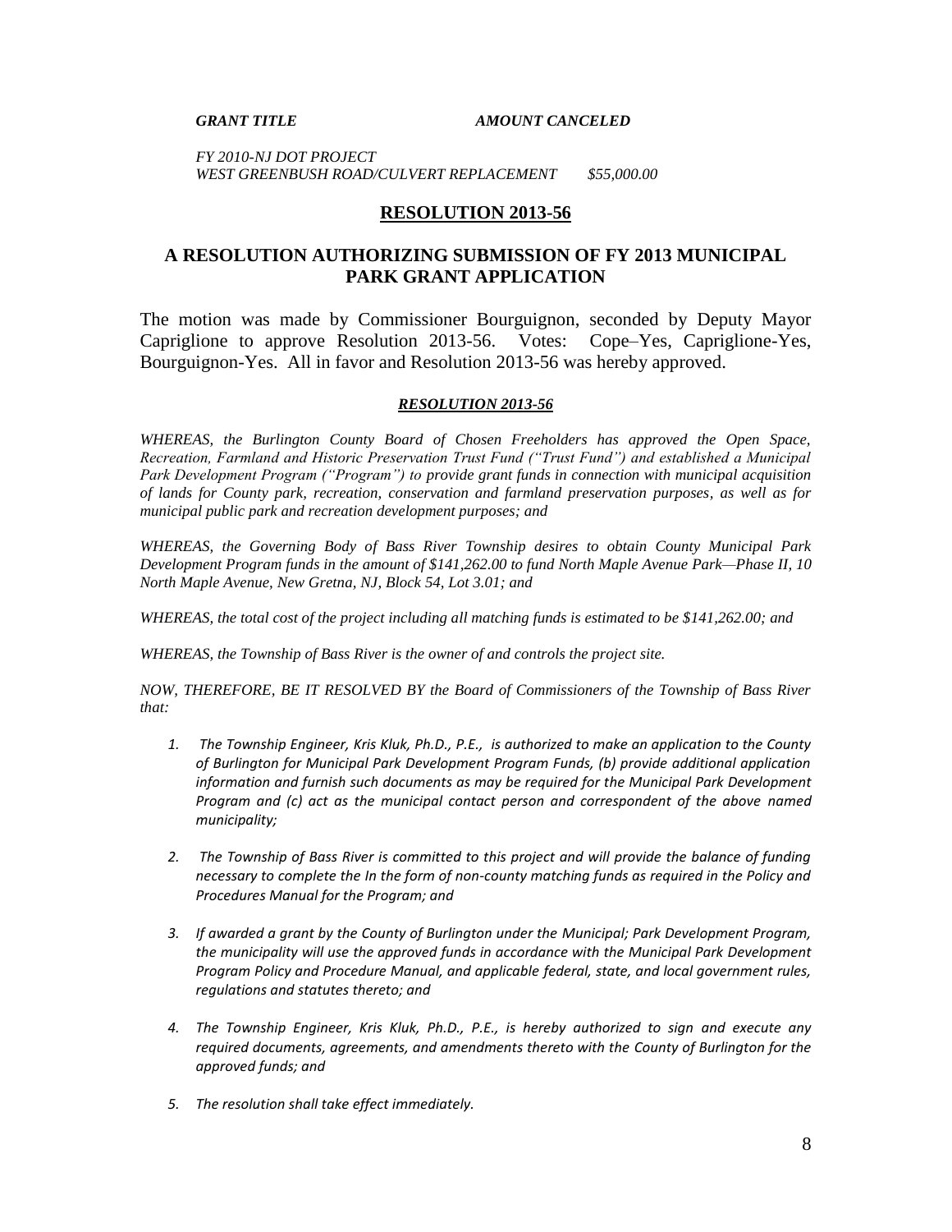| *GRANT TITLE* | *AMOUNT CANCELED* |
| --- | --- |
| *FY 2010-NJ DOT PROJECT* | |
| *WEST GREENBUSH ROAD/CULVERT REPLACEMENT* | *$55,000.00* |

## RESOLUTION 2013-56

## A RESOLUTION AUTHORIZING SUBMISSION OF FY 2013 MUNICIPAL PARK GRANT APPLICATION

The motion was made by Commissioner Bourguignon, seconded by Deputy Mayor Capriglione to approve Resolution 2013-56. Votes: Cope–Yes, Capriglione-Yes, Bourguignon-Yes. All in favor and Resolution 2013-56 was hereby approved.

***RESOLUTION 2013-56***

*WHEREAS, the Burlington County Board of Chosen Freeholders has approved the Open Space, Recreation, Farmland and Historic Preservation Trust Fund ("Trust Fund") and established a Municipal Park Development Program ("Program") to provide grant funds in connection with municipal acquisition of lands for County park, recreation, conservation and farmland preservation purposes, as well as for municipal public park and recreation development purposes; and*

*WHEREAS, the Governing Body of Bass River Township desires to obtain County Municipal Park Development Program funds in the amount of $141,262.00 to fund North Maple Avenue Park—Phase II, 10 North Maple Avenue, New Gretna, NJ, Block 54, Lot 3.01; and*

*WHEREAS, the total cost of the project including all matching funds is estimated to be $141,262.00; and*

*WHEREAS, the Township of Bass River is the owner of and controls the project site.*

*NOW, THEREFORE, BE IT RESOLVED BY the Board of Commissioners of the Township of Bass River that:*

1. *The Township Engineer, Kris Kluk, Ph.D., P.E., is authorized to make an application to the County of Burlington for Municipal Park Development Program Funds, (b) provide additional application information and furnish such documents as may be required for the Municipal Park Development Program and (c) act as the municipal contact person and correspondent of the above named municipality;*

2. *The Township of Bass River is committed to this project and will provide the balance of funding necessary to complete the In the form of non-county matching funds as required in the Policy and Procedures Manual for the Program; and*

3. *If awarded a grant by the County of Burlington under the Municipal; Park Development Program, the municipality will use the approved funds in accordance with the Municipal Park Development Program Policy and Procedure Manual, and applicable federal, state, and local government rules, regulations and statutes thereto; and*

4. *The Township Engineer, Kris Kluk, Ph.D., P.E., is hereby authorized to sign and execute any required documents, agreements, and amendments thereto with the County of Burlington for the approved funds; and*

5. *The resolution shall take effect immediately.*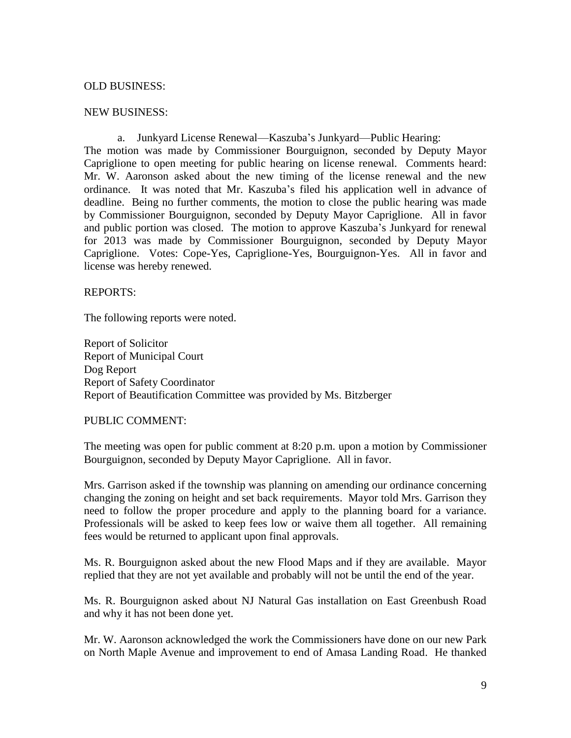OLD BUSINESS:

NEW BUSINESS:

a. Junkyard License Renewal—Kaszuba's Junkyard—Public Hearing:

The motion was made by Commissioner Bourguignon, seconded by Deputy Mayor Capriglione to open meeting for public hearing on license renewal. Comments heard: Mr. W. Aaronson asked about the new timing of the license renewal and the new ordinance. It was noted that Mr. Kaszuba's filed his application well in advance of deadline. Being no further comments, the motion to close the public hearing was made by Commissioner Bourguignon, seconded by Deputy Mayor Capriglione. All in favor and public portion was closed. The motion to approve Kaszuba's Junkyard for renewal for 2013 was made by Commissioner Bourguignon, seconded by Deputy Mayor Capriglione. Votes: Cope-Yes, Capriglione-Yes, Bourguignon-Yes. All in favor and license was hereby renewed.

REPORTS:

The following reports were noted.

Report of Solicitor
Report of Municipal Court
Dog Report
Report of Safety Coordinator
Report of Beautification Committee was provided by Ms. Bitzberger

PUBLIC COMMENT:

The meeting was open for public comment at 8:20 p.m. upon a motion by Commissioner Bourguignon, seconded by Deputy Mayor Capriglione. All in favor.

Mrs. Garrison asked if the township was planning on amending our ordinance concerning changing the zoning on height and set back requirements. Mayor told Mrs. Garrison they need to follow the proper procedure and apply to the planning board for a variance. Professionals will be asked to keep fees low or waive them all together. All remaining fees would be returned to applicant upon final approvals.

Ms. R. Bourguignon asked about the new Flood Maps and if they are available. Mayor replied that they are not yet available and probably will not be until the end of the year.

Ms. R. Bourguignon asked about NJ Natural Gas installation on East Greenbush Road and why it has not been done yet.

Mr. W. Aaronson acknowledged the work the Commissioners have done on our new Park on North Maple Avenue and improvement to end of Amasa Landing Road. He thanked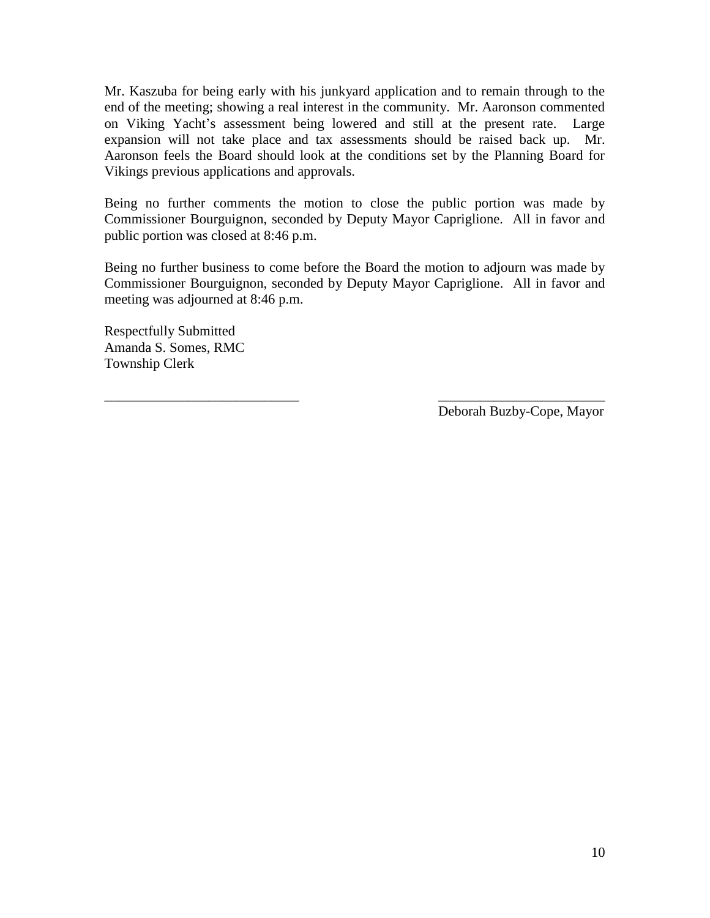Mr. Kaszuba for being early with his junkyard application and to remain through to the end of the meeting; showing a real interest in the community. Mr. Aaronson commented on Viking Yacht's assessment being lowered and still at the present rate. Large expansion will not take place and tax assessments should be raised back up. Mr. Aaronson feels the Board should look at the conditions set by the Planning Board for Vikings previous applications and approvals.

Being no further comments the motion to close the public portion was made by Commissioner Bourguignon, seconded by Deputy Mayor Capriglione. All in favor and public portion was closed at 8:46 p.m.

Being no further business to come before the Board the motion to adjourn was made by Commissioner Bourguignon, seconded by Deputy Mayor Capriglione. All in favor and meeting was adjourned at 8:46 p.m.

Respectfully Submitted
Amanda S. Somes, RMC
Township Clerk

____________________________ ________________________
Deborah Buzby-Cope, Mayor